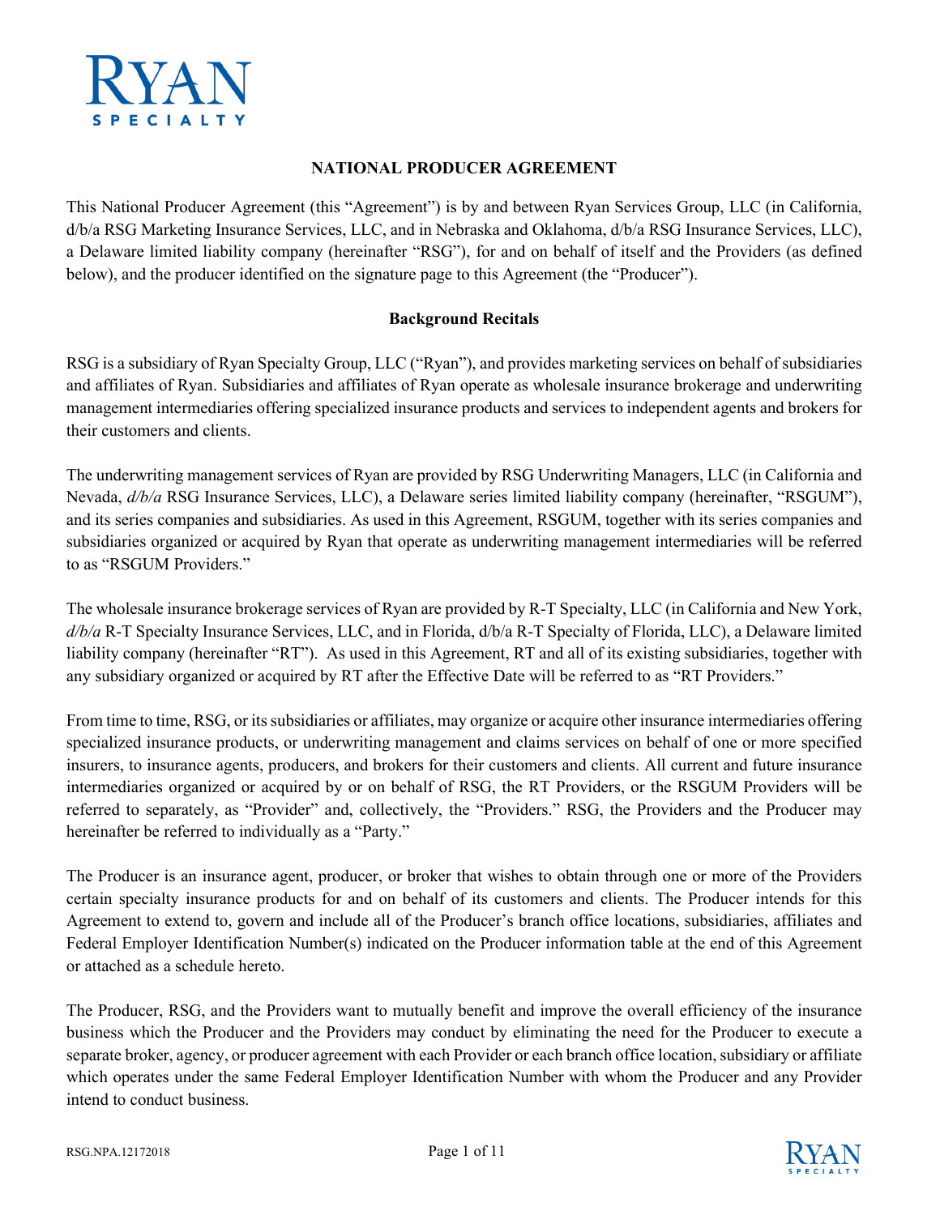# NATIONAL PRODUCER AGREEMENT

This National Producer Agreement (this "Agreement") is by and between Ryan Services Group, LLC (in California, d/b/a RSG Marketing Insurance Services, LLC, and in Nebraska and Oklahoma, d/b/a RSG Insurance Services, LLC), a Delaware limited liability company (hereinafter "RSG"), for and on behalf of itself and the Providers (as defined below), and the producer identified on the signature page to this Agreement (the "Producer").

## Background Recitals

RSG is a subsidiary of Ryan Specialty Group, LLC ("Ryan"), and provides marketing services on behalf of subsidiaries and affiliates of Ryan. Subsidiaries and affiliates of Ryan operate as wholesale insurance brokerage and underwriting management intermediaries offering specialized insurance products and services to independent agents and brokers for their customers and clients.

The underwriting management services of Ryan are provided by RSG Underwriting Managers, LLC (in California and Nevada, *d/b/a* RSG Insurance Services, LLC), a Delaware series limited liability company (hereinafter, "RSGUM"), and its series companies and subsidiaries. As used in this Agreement, RSGUM, together with its series companies and subsidiaries organized or acquired by Ryan that operate as underwriting management intermediaries will be referred to as "RSGUM Providers."

The wholesale insurance brokerage services of Ryan are provided by R-T Specialty, LLC (in California and New York, *d/b/a* R-T Specialty Insurance Services, LLC, and in Florida, d/b/a R-T Specialty of Florida, LLC), a Delaware limited liability company (hereinafter "RT"). As used in this Agreement, RT and all of its existing subsidiaries, together with any subsidiary organized or acquired by RT after the Effective Date will be referred to as "RT Providers."

From time to time, RSG, or its subsidiaries or affiliates, may organize or acquire other insurance intermediaries offering specialized insurance products, or underwriting management and claims services on behalf of one or more specified insurers, to insurance agents, producers, and brokers for their customers and clients. All current and future insurance intermediaries organized or acquired by or on behalf of RSG, the RT Providers, or the RSGUM Providers will be referred to separately, as "Provider" and, collectively, the "Providers." RSG, the Providers and the Producer may hereinafter be referred to individually as a "Party."

The Producer is an insurance agent, producer, or broker that wishes to obtain through one or more of the Providers certain specialty insurance products for and on behalf of its customers and clients. The Producer intends for this Agreement to extend to, govern and include all of the Producer's branch office locations, subsidiaries, affiliates and Federal Employer Identification Number(s) indicated on the Producer information table at the end of this Agreement or attached as a schedule hereto.

The Producer, RSG, and the Providers want to mutually benefit and improve the overall efficiency of the insurance business which the Producer and the Providers may conduct by eliminating the need for the Producer to execute a separate broker, agency, or producer agreement with each Provider or each branch office location, subsidiary or affiliate which operates under the same Federal Employer Identification Number with whom the Producer and any Provider intend to conduct business.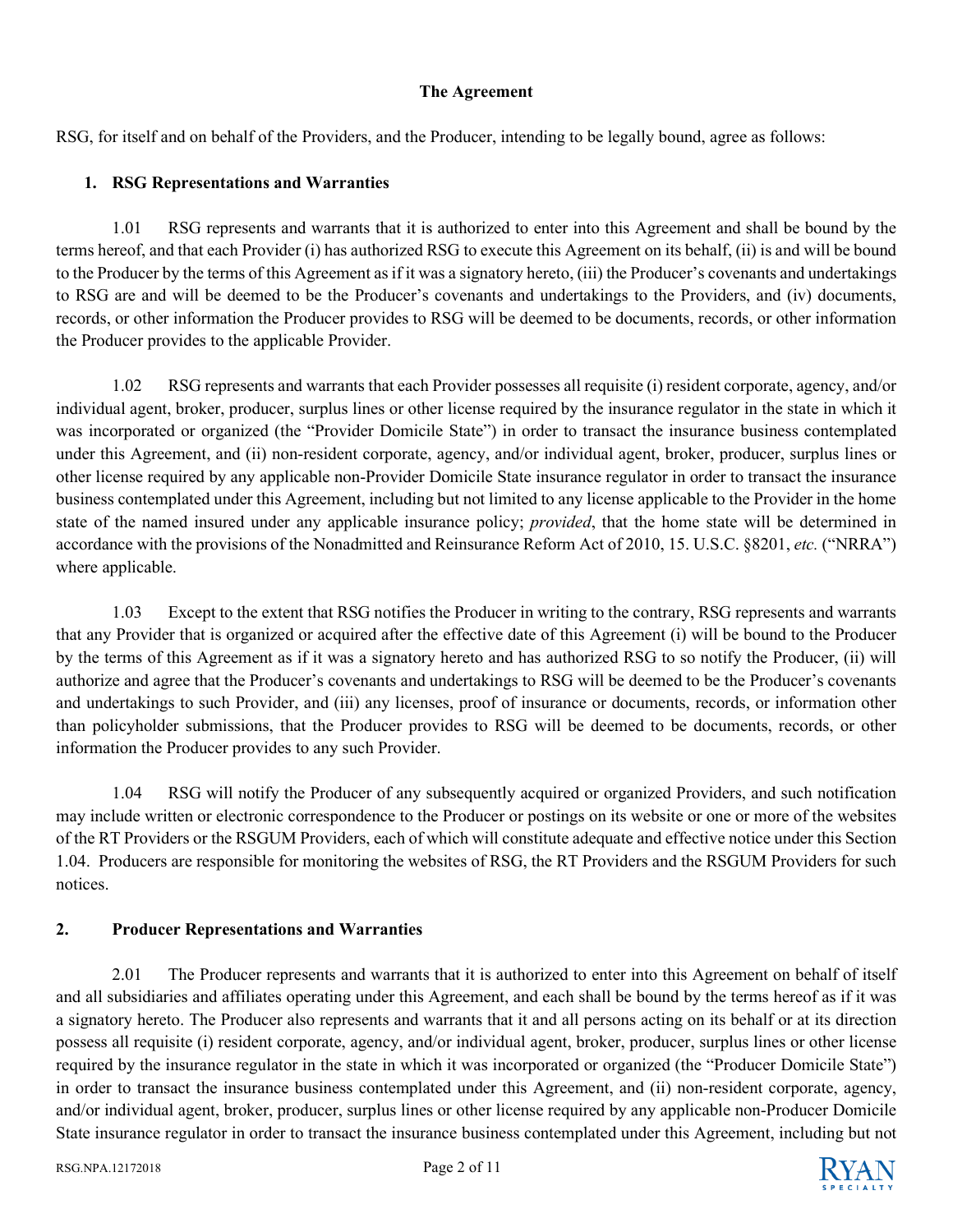## The Agreement

RSG, for itself and on behalf of the Providers, and the Producer, intending to be legally bound, agree as follows:

### 1. RSG Representations and Warranties

1.01 RSG represents and warrants that it is authorized to enter into this Agreement and shall be bound by the terms hereof, and that each Provider (i) has authorized RSG to execute this Agreement on its behalf, (ii) is and will be bound to the Producer by the terms of this Agreement as if it was a signatory hereto, (iii) the Producer's covenants and undertakings to RSG are and will be deemed to be the Producer's covenants and undertakings to the Providers, and (iv) documents, records, or other information the Producer provides to RSG will be deemed to be documents, records, or other information the Producer provides to the applicable Provider.

1.02 RSG represents and warrants that each Provider possesses all requisite (i) resident corporate, agency, and/or individual agent, broker, producer, surplus lines or other license required by the insurance regulator in the state in which it was incorporated or organized (the "Provider Domicile State") in order to transact the insurance business contemplated under this Agreement, and (ii) non-resident corporate, agency, and/or individual agent, broker, producer, surplus lines or other license required by any applicable non-Provider Domicile State insurance regulator in order to transact the insurance business contemplated under this Agreement, including but not limited to any license applicable to the Provider in the home state of the named insured under any applicable insurance policy; *provided*, that the home state will be determined in accordance with the provisions of the Nonadmitted and Reinsurance Reform Act of 2010, 15. U.S.C. §8201, *etc.* ("NRRA") where applicable.

1.03 Except to the extent that RSG notifies the Producer in writing to the contrary, RSG represents and warrants that any Provider that is organized or acquired after the effective date of this Agreement (i) will be bound to the Producer by the terms of this Agreement as if it was a signatory hereto and has authorized RSG to so notify the Producer, (ii) will authorize and agree that the Producer's covenants and undertakings to RSG will be deemed to be the Producer's covenants and undertakings to such Provider, and (iii) any licenses, proof of insurance or documents, records, or information other than policyholder submissions, that the Producer provides to RSG will be deemed to be documents, records, or other information the Producer provides to any such Provider.

1.04 RSG will notify the Producer of any subsequently acquired or organized Providers, and such notification may include written or electronic correspondence to the Producer or postings on its website or one or more of the websites of the RT Providers or the RSGUM Providers, each of which will constitute adequate and effective notice under this Section 1.04. Producers are responsible for monitoring the websites of RSG, the RT Providers and the RSGUM Providers for such notices.

### 2. Producer Representations and Warranties

2.01 The Producer represents and warrants that it is authorized to enter into this Agreement on behalf of itself and all subsidiaries and affiliates operating under this Agreement, and each shall be bound by the terms hereof as if it was a signatory hereto. The Producer also represents and warrants that it and all persons acting on its behalf or at its direction possess all requisite (i) resident corporate, agency, and/or individual agent, broker, producer, surplus lines or other license required by the insurance regulator in the state in which it was incorporated or organized (the "Producer Domicile State") in order to transact the insurance business contemplated under this Agreement, and (ii) non-resident corporate, agency, and/or individual agent, broker, producer, surplus lines or other license required by any applicable non-Producer Domicile State insurance regulator in order to transact the insurance business contemplated under this Agreement, including but not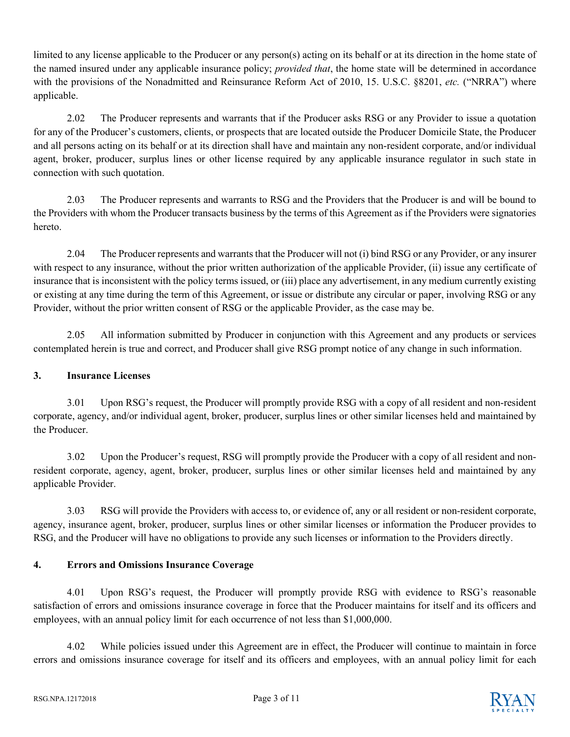limited to any license applicable to the Producer or any person(s) acting on its behalf or at its direction in the home state of the named insured under any applicable insurance policy; *provided that*, the home state will be determined in accordance with the provisions of the Nonadmitted and Reinsurance Reform Act of 2010, 15. U.S.C. §8201, *etc.* ("NRRA") where applicable.

2.02 The Producer represents and warrants that if the Producer asks RSG or any Provider to issue a quotation for any of the Producer's customers, clients, or prospects that are located outside the Producer Domicile State, the Producer and all persons acting on its behalf or at its direction shall have and maintain any non-resident corporate, and/or individual agent, broker, producer, surplus lines or other license required by any applicable insurance regulator in such state in connection with such quotation.

2.03 The Producer represents and warrants to RSG and the Providers that the Producer is and will be bound to the Providers with whom the Producer transacts business by the terms of this Agreement as if the Providers were signatories hereto.

2.04 The Producer represents and warrants that the Producer will not (i) bind RSG or any Provider, or any insurer with respect to any insurance, without the prior written authorization of the applicable Provider, (ii) issue any certificate of insurance that is inconsistent with the policy terms issued, or (iii) place any advertisement, in any medium currently existing or existing at any time during the term of this Agreement, or issue or distribute any circular or paper, involving RSG or any Provider, without the prior written consent of RSG or the applicable Provider, as the case may be.

2.05 All information submitted by Producer in conjunction with this Agreement and any products or services contemplated herein is true and correct, and Producer shall give RSG prompt notice of any change in such information.

## 3. Insurance Licenses

3.01 Upon RSG's request, the Producer will promptly provide RSG with a copy of all resident and non-resident corporate, agency, and/or individual agent, broker, producer, surplus lines or other similar licenses held and maintained by the Producer.

3.02 Upon the Producer's request, RSG will promptly provide the Producer with a copy of all resident and non-resident corporate, agency, agent, broker, producer, surplus lines or other similar licenses held and maintained by any applicable Provider.

3.03 RSG will provide the Providers with access to, or evidence of, any or all resident or non-resident corporate, agency, insurance agent, broker, producer, surplus lines or other similar licenses or information the Producer provides to RSG, and the Producer will have no obligations to provide any such licenses or information to the Providers directly.

## 4. Errors and Omissions Insurance Coverage

4.01 Upon RSG's request, the Producer will promptly provide RSG with evidence to RSG's reasonable satisfaction of errors and omissions insurance coverage in force that the Producer maintains for itself and its officers and employees, with an annual policy limit for each occurrence of not less than $1,000,000.

4.02 While policies issued under this Agreement are in effect, the Producer will continue to maintain in force errors and omissions insurance coverage for itself and its officers and employees, with an annual policy limit for each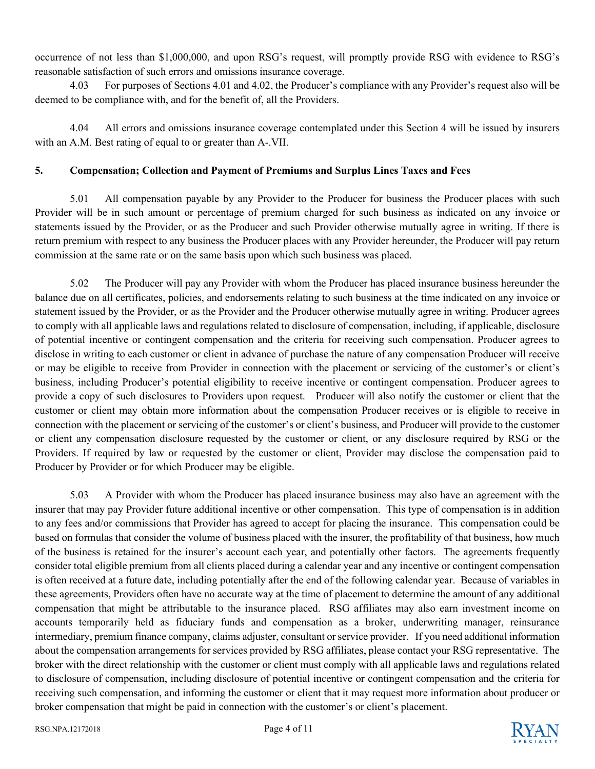occurrence of not less than $1,000,000, and upon RSG's request, will promptly provide RSG with evidence to RSG's reasonable satisfaction of such errors and omissions insurance coverage.

4.03 For purposes of Sections 4.01 and 4.02, the Producer's compliance with any Provider's request also will be deemed to be compliance with, and for the benefit of, all the Providers.

4.04 All errors and omissions insurance coverage contemplated under this Section 4 will be issued by insurers with an A.M. Best rating of equal to or greater than A-.VII.

## 5. Compensation; Collection and Payment of Premiums and Surplus Lines Taxes and Fees

5.01 All compensation payable by any Provider to the Producer for business the Producer places with such Provider will be in such amount or percentage of premium charged for such business as indicated on any invoice or statements issued by the Provider, or as the Producer and such Provider otherwise mutually agree in writing. If there is return premium with respect to any business the Producer places with any Provider hereunder, the Producer will pay return commission at the same rate or on the same basis upon which such business was placed.

5.02 The Producer will pay any Provider with whom the Producer has placed insurance business hereunder the balance due on all certificates, policies, and endorsements relating to such business at the time indicated on any invoice or statement issued by the Provider, or as the Provider and the Producer otherwise mutually agree in writing. Producer agrees to comply with all applicable laws and regulations related to disclosure of compensation, including, if applicable, disclosure of potential incentive or contingent compensation and the criteria for receiving such compensation. Producer agrees to disclose in writing to each customer or client in advance of purchase the nature of any compensation Producer will receive or may be eligible to receive from Provider in connection with the placement or servicing of the customer's or client's business, including Producer's potential eligibility to receive incentive or contingent compensation. Producer agrees to provide a copy of such disclosures to Providers upon request. Producer will also notify the customer or client that the customer or client may obtain more information about the compensation Producer receives or is eligible to receive in connection with the placement or servicing of the customer's or client's business, and Producer will provide to the customer or client any compensation disclosure requested by the customer or client, or any disclosure required by RSG or the Providers. If required by law or requested by the customer or client, Provider may disclose the compensation paid to Producer by Provider or for which Producer may be eligible.

5.03 A Provider with whom the Producer has placed insurance business may also have an agreement with the insurer that may pay Provider future additional incentive or other compensation. This type of compensation is in addition to any fees and/or commissions that Provider has agreed to accept for placing the insurance. This compensation could be based on formulas that consider the volume of business placed with the insurer, the profitability of that business, how much of the business is retained for the insurer's account each year, and potentially other factors. The agreements frequently consider total eligible premium from all clients placed during a calendar year and any incentive or contingent compensation is often received at a future date, including potentially after the end of the following calendar year. Because of variables in these agreements, Providers often have no accurate way at the time of placement to determine the amount of any additional compensation that might be attributable to the insurance placed. RSG affiliates may also earn investment income on accounts temporarily held as fiduciary funds and compensation as a broker, underwriting manager, reinsurance intermediary, premium finance company, claims adjuster, consultant or service provider. If you need additional information about the compensation arrangements for services provided by RSG affiliates, please contact your RSG representative. The broker with the direct relationship with the customer or client must comply with all applicable laws and regulations related to disclosure of compensation, including disclosure of potential incentive or contingent compensation and the criteria for receiving such compensation, and informing the customer or client that it may request more information about producer or broker compensation that might be paid in connection with the customer's or client's placement.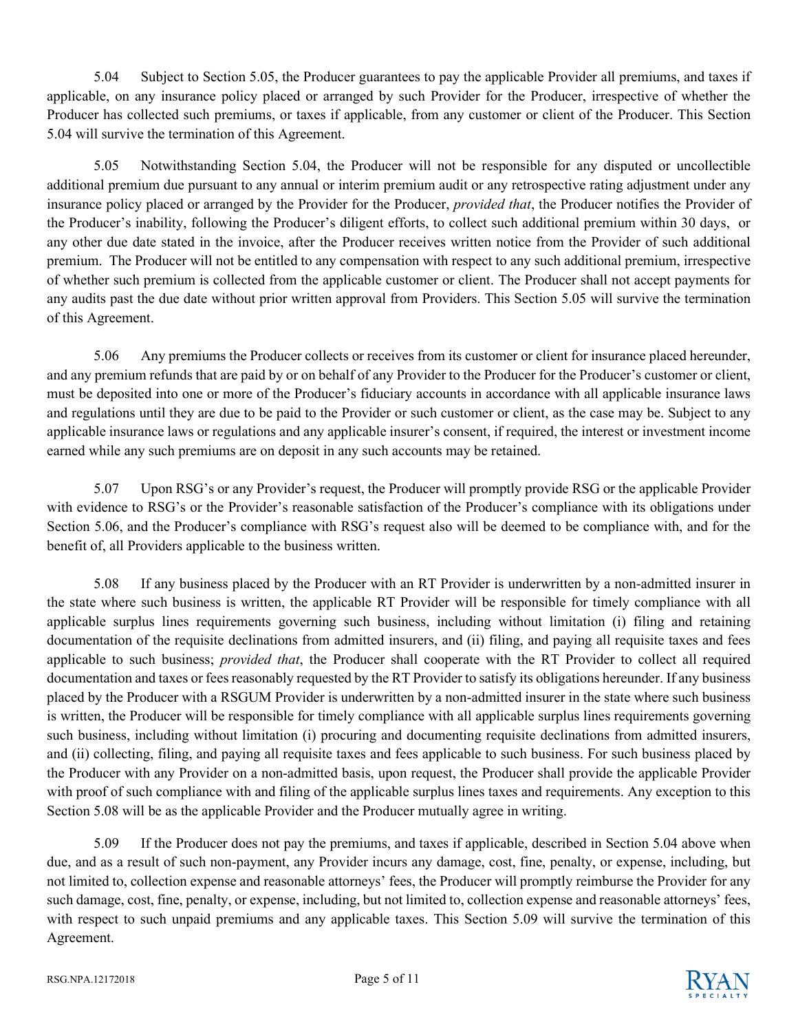5.04 Subject to Section 5.05, the Producer guarantees to pay the applicable Provider all premiums, and taxes if applicable, on any insurance policy placed or arranged by such Provider for the Producer, irrespective of whether the Producer has collected such premiums, or taxes if applicable, from any customer or client of the Producer. This Section 5.04 will survive the termination of this Agreement.

5.05 Notwithstanding Section 5.04, the Producer will not be responsible for any disputed or uncollectible additional premium due pursuant to any annual or interim premium audit or any retrospective rating adjustment under any insurance policy placed or arranged by the Provider for the Producer, *provided that*, the Producer notifies the Provider of the Producer's inability, following the Producer's diligent efforts, to collect such additional premium within 30 days, or any other due date stated in the invoice, after the Producer receives written notice from the Provider of such additional premium. The Producer will not be entitled to any compensation with respect to any such additional premium, irrespective of whether such premium is collected from the applicable customer or client. The Producer shall not accept payments for any audits past the due date without prior written approval from Providers. This Section 5.05 will survive the termination of this Agreement.

5.06 Any premiums the Producer collects or receives from its customer or client for insurance placed hereunder, and any premium refunds that are paid by or on behalf of any Provider to the Producer for the Producer's customer or client, must be deposited into one or more of the Producer's fiduciary accounts in accordance with all applicable insurance laws and regulations until they are due to be paid to the Provider or such customer or client, as the case may be. Subject to any applicable insurance laws or regulations and any applicable insurer's consent, if required, the interest or investment income earned while any such premiums are on deposit in any such accounts may be retained.

5.07 Upon RSG's or any Provider's request, the Producer will promptly provide RSG or the applicable Provider with evidence to RSG's or the Provider's reasonable satisfaction of the Producer's compliance with its obligations under Section 5.06, and the Producer's compliance with RSG's request also will be deemed to be compliance with, and for the benefit of, all Providers applicable to the business written.

5.08 If any business placed by the Producer with an RT Provider is underwritten by a non-admitted insurer in the state where such business is written, the applicable RT Provider will be responsible for timely compliance with all applicable surplus lines requirements governing such business, including without limitation (i) filing and retaining documentation of the requisite declinations from admitted insurers, and (ii) filing, and paying all requisite taxes and fees applicable to such business; *provided that*, the Producer shall cooperate with the RT Provider to collect all required documentation and taxes or fees reasonably requested by the RT Provider to satisfy its obligations hereunder. If any business placed by the Producer with a RSGUM Provider is underwritten by a non-admitted insurer in the state where such business is written, the Producer will be responsible for timely compliance with all applicable surplus lines requirements governing such business, including without limitation (i) procuring and documenting requisite declinations from admitted insurers, and (ii) collecting, filing, and paying all requisite taxes and fees applicable to such business. For such business placed by the Producer with any Provider on a non-admitted basis, upon request, the Producer shall provide the applicable Provider with proof of such compliance with and filing of the applicable surplus lines taxes and requirements. Any exception to this Section 5.08 will be as the applicable Provider and the Producer mutually agree in writing.

5.09 If the Producer does not pay the premiums, and taxes if applicable, described in Section 5.04 above when due, and as a result of such non-payment, any Provider incurs any damage, cost, fine, penalty, or expense, including, but not limited to, collection expense and reasonable attorneys' fees, the Producer will promptly reimburse the Provider for any such damage, cost, fine, penalty, or expense, including, but not limited to, collection expense and reasonable attorneys' fees, with respect to such unpaid premiums and any applicable taxes. This Section 5.09 will survive the termination of this Agreement.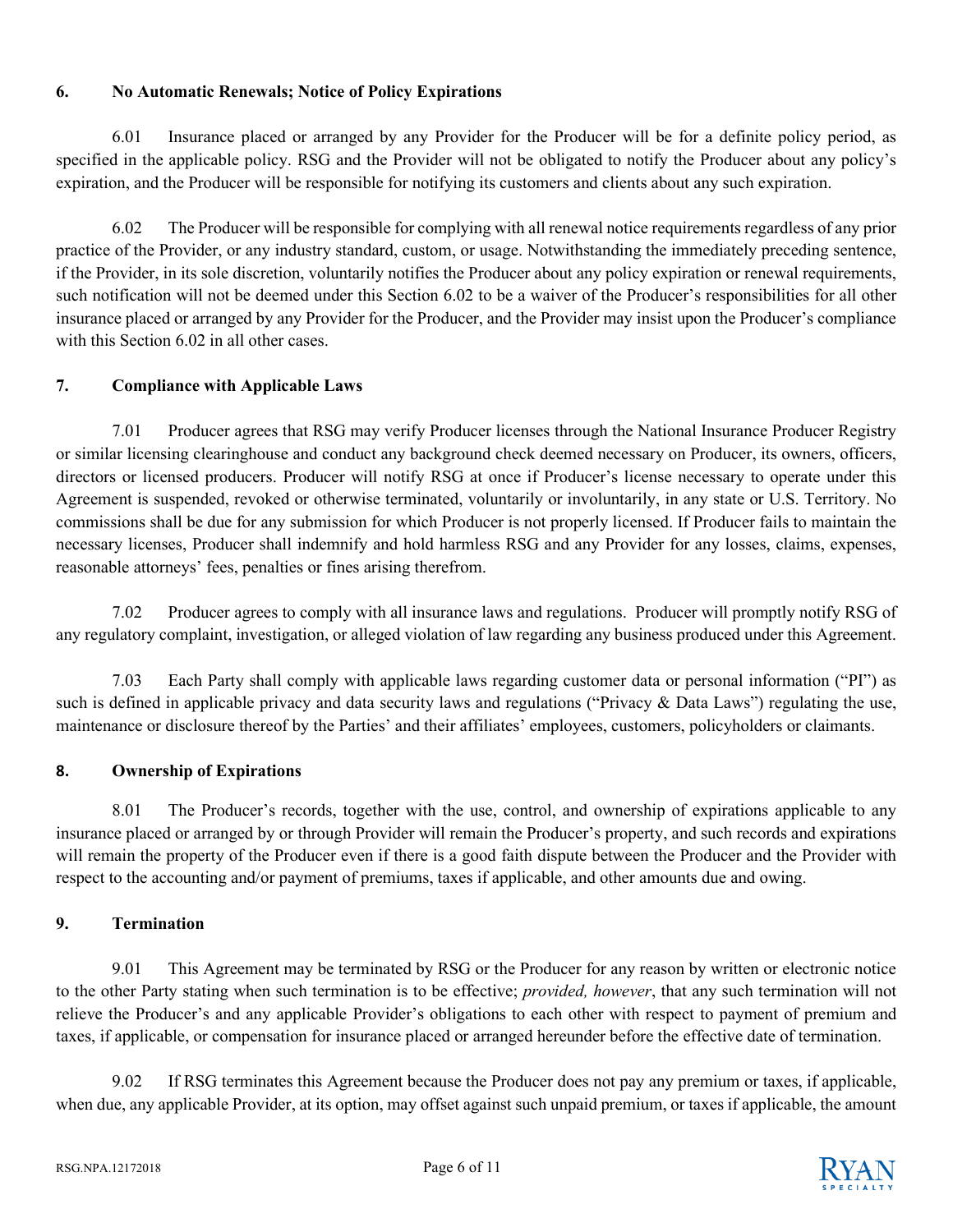## 6. No Automatic Renewals; Notice of Policy Expirations

6.01 Insurance placed or arranged by any Provider for the Producer will be for a definite policy period, as specified in the applicable policy. RSG and the Provider will not be obligated to notify the Producer about any policy's expiration, and the Producer will be responsible for notifying its customers and clients about any such expiration.

6.02 The Producer will be responsible for complying with all renewal notice requirements regardless of any prior practice of the Provider, or any industry standard, custom, or usage. Notwithstanding the immediately preceding sentence, if the Provider, in its sole discretion, voluntarily notifies the Producer about any policy expiration or renewal requirements, such notification will not be deemed under this Section 6.02 to be a waiver of the Producer's responsibilities for all other insurance placed or arranged by any Provider for the Producer, and the Provider may insist upon the Producer's compliance with this Section 6.02 in all other cases.

## 7. Compliance with Applicable Laws

7.01 Producer agrees that RSG may verify Producer licenses through the National Insurance Producer Registry or similar licensing clearinghouse and conduct any background check deemed necessary on Producer, its owners, officers, directors or licensed producers. Producer will notify RSG at once if Producer's license necessary to operate under this Agreement is suspended, revoked or otherwise terminated, voluntarily or involuntarily, in any state or U.S. Territory. No commissions shall be due for any submission for which Producer is not properly licensed. If Producer fails to maintain the necessary licenses, Producer shall indemnify and hold harmless RSG and any Provider for any losses, claims, expenses, reasonable attorneys' fees, penalties or fines arising therefrom.

7.02 Producer agrees to comply with all insurance laws and regulations. Producer will promptly notify RSG of any regulatory complaint, investigation, or alleged violation of law regarding any business produced under this Agreement.

7.03 Each Party shall comply with applicable laws regarding customer data or personal information ("PI") as such is defined in applicable privacy and data security laws and regulations ("Privacy & Data Laws") regulating the use, maintenance or disclosure thereof by the Parties' and their affiliates' employees, customers, policyholders or claimants.

## 8. Ownership of Expirations

8.01 The Producer's records, together with the use, control, and ownership of expirations applicable to any insurance placed or arranged by or through Provider will remain the Producer's property, and such records and expirations will remain the property of the Producer even if there is a good faith dispute between the Producer and the Provider with respect to the accounting and/or payment of premiums, taxes if applicable, and other amounts due and owing.

## 9. Termination

9.01 This Agreement may be terminated by RSG or the Producer for any reason by written or electronic notice to the other Party stating when such termination is to be effective; *provided, however*, that any such termination will not relieve the Producer's and any applicable Provider's obligations to each other with respect to payment of premium and taxes, if applicable, or compensation for insurance placed or arranged hereunder before the effective date of termination.

9.02 If RSG terminates this Agreement because the Producer does not pay any premium or taxes, if applicable, when due, any applicable Provider, at its option, may offset against such unpaid premium, or taxes if applicable, the amount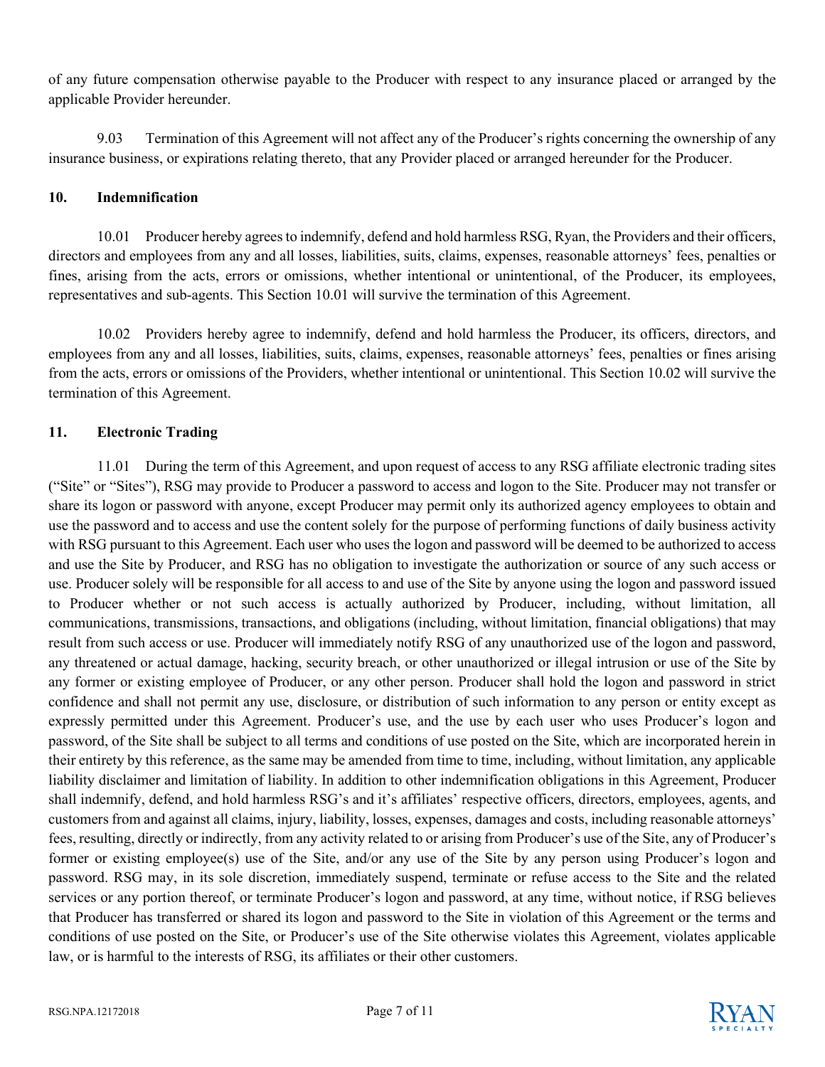of any future compensation otherwise payable to the Producer with respect to any insurance placed or arranged by the applicable Provider hereunder.

9.03 Termination of this Agreement will not affect any of the Producer's rights concerning the ownership of any insurance business, or expirations relating thereto, that any Provider placed or arranged hereunder for the Producer.

**10. Indemnification**

10.01 Producer hereby agrees to indemnify, defend and hold harmless RSG, Ryan, the Providers and their officers, directors and employees from any and all losses, liabilities, suits, claims, expenses, reasonable attorneys' fees, penalties or fines, arising from the acts, errors or omissions, whether intentional or unintentional, of the Producer, its employees, representatives and sub-agents. This Section 10.01 will survive the termination of this Agreement.

10.02 Providers hereby agree to indemnify, defend and hold harmless the Producer, its officers, directors, and employees from any and all losses, liabilities, suits, claims, expenses, reasonable attorneys' fees, penalties or fines arising from the acts, errors or omissions of the Providers, whether intentional or unintentional. This Section 10.02 will survive the termination of this Agreement.

**11. Electronic Trading**

11.01 During the term of this Agreement, and upon request of access to any RSG affiliate electronic trading sites ("Site" or "Sites"), RSG may provide to Producer a password to access and logon to the Site. Producer may not transfer or share its logon or password with anyone, except Producer may permit only its authorized agency employees to obtain and use the password and to access and use the content solely for the purpose of performing functions of daily business activity with RSG pursuant to this Agreement. Each user who uses the logon and password will be deemed to be authorized to access and use the Site by Producer, and RSG has no obligation to investigate the authorization or source of any such access or use. Producer solely will be responsible for all access to and use of the Site by anyone using the logon and password issued to Producer whether or not such access is actually authorized by Producer, including, without limitation, all communications, transmissions, transactions, and obligations (including, without limitation, financial obligations) that may result from such access or use. Producer will immediately notify RSG of any unauthorized use of the logon and password, any threatened or actual damage, hacking, security breach, or other unauthorized or illegal intrusion or use of the Site by any former or existing employee of Producer, or any other person. Producer shall hold the logon and password in strict confidence and shall not permit any use, disclosure, or distribution of such information to any person or entity except as expressly permitted under this Agreement. Producer's use, and the use by each user who uses Producer's logon and password, of the Site shall be subject to all terms and conditions of use posted on the Site, which are incorporated herein in their entirety by this reference, as the same may be amended from time to time, including, without limitation, any applicable liability disclaimer and limitation of liability. In addition to other indemnification obligations in this Agreement, Producer shall indemnify, defend, and hold harmless RSG's and it's affiliates' respective officers, directors, employees, agents, and customers from and against all claims, injury, liability, losses, expenses, damages and costs, including reasonable attorneys' fees, resulting, directly or indirectly, from any activity related to or arising from Producer's use of the Site, any of Producer's former or existing employee(s) use of the Site, and/or any use of the Site by any person using Producer's logon and password. RSG may, in its sole discretion, immediately suspend, terminate or refuse access to the Site and the related services or any portion thereof, or terminate Producer's logon and password, at any time, without notice, if RSG believes that Producer has transferred or shared its logon and password to the Site in violation of this Agreement or the terms and conditions of use posted on the Site, or Producer's use of the Site otherwise violates this Agreement, violates applicable law, or is harmful to the interests of RSG, its affiliates or their other customers.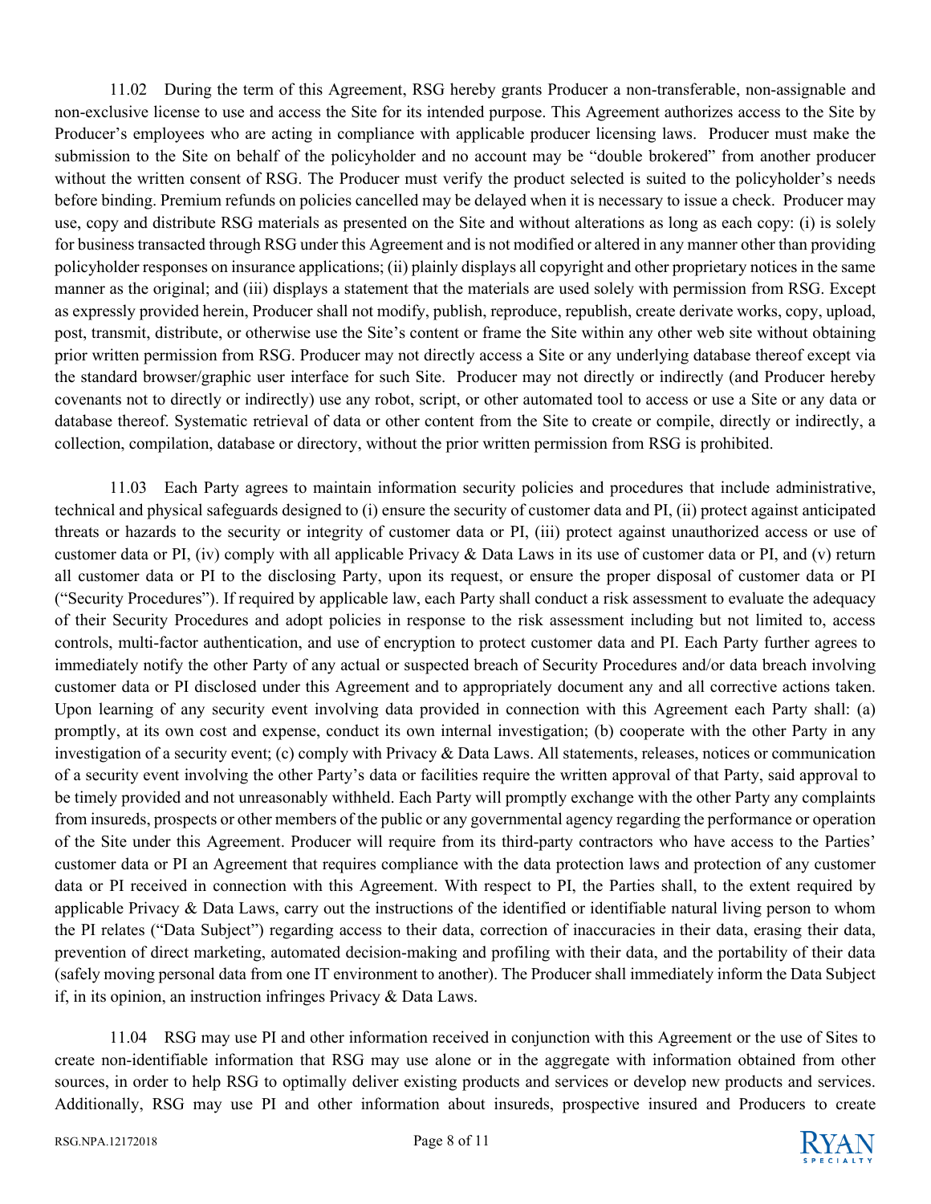11.02 During the term of this Agreement, RSG hereby grants Producer a non-transferable, non-assignable and non-exclusive license to use and access the Site for its intended purpose. This Agreement authorizes access to the Site by Producer's employees who are acting in compliance with applicable producer licensing laws. Producer must make the submission to the Site on behalf of the policyholder and no account may be "double brokered" from another producer without the written consent of RSG. The Producer must verify the product selected is suited to the policyholder's needs before binding. Premium refunds on policies cancelled may be delayed when it is necessary to issue a check. Producer may use, copy and distribute RSG materials as presented on the Site and without alterations as long as each copy: (i) is solely for business transacted through RSG under this Agreement and is not modified or altered in any manner other than providing policyholder responses on insurance applications; (ii) plainly displays all copyright and other proprietary notices in the same manner as the original; and (iii) displays a statement that the materials are used solely with permission from RSG. Except as expressly provided herein, Producer shall not modify, publish, reproduce, republish, create derivate works, copy, upload, post, transmit, distribute, or otherwise use the Site's content or frame the Site within any other web site without obtaining prior written permission from RSG. Producer may not directly access a Site or any underlying database thereof except via the standard browser/graphic user interface for such Site. Producer may not directly or indirectly (and Producer hereby covenants not to directly or indirectly) use any robot, script, or other automated tool to access or use a Site or any data or database thereof. Systematic retrieval of data or other content from the Site to create or compile, directly or indirectly, a collection, compilation, database or directory, without the prior written permission from RSG is prohibited.

11.03 Each Party agrees to maintain information security policies and procedures that include administrative, technical and physical safeguards designed to (i) ensure the security of customer data and PI, (ii) protect against anticipated threats or hazards to the security or integrity of customer data or PI, (iii) protect against unauthorized access or use of customer data or PI, (iv) comply with all applicable Privacy & Data Laws in its use of customer data or PI, and (v) return all customer data or PI to the disclosing Party, upon its request, or ensure the proper disposal of customer data or PI ("Security Procedures"). If required by applicable law, each Party shall conduct a risk assessment to evaluate the adequacy of their Security Procedures and adopt policies in response to the risk assessment including but not limited to, access controls, multi-factor authentication, and use of encryption to protect customer data and PI. Each Party further agrees to immediately notify the other Party of any actual or suspected breach of Security Procedures and/or data breach involving customer data or PI disclosed under this Agreement and to appropriately document any and all corrective actions taken. Upon learning of any security event involving data provided in connection with this Agreement each Party shall: (a) promptly, at its own cost and expense, conduct its own internal investigation; (b) cooperate with the other Party in any investigation of a security event; (c) comply with Privacy & Data Laws. All statements, releases, notices or communication of a security event involving the other Party's data or facilities require the written approval of that Party, said approval to be timely provided and not unreasonably withheld. Each Party will promptly exchange with the other Party any complaints from insureds, prospects or other members of the public or any governmental agency regarding the performance or operation of the Site under this Agreement. Producer will require from its third-party contractors who have access to the Parties' customer data or PI an Agreement that requires compliance with the data protection laws and protection of any customer data or PI received in connection with this Agreement. With respect to PI, the Parties shall, to the extent required by applicable Privacy & Data Laws, carry out the instructions of the identified or identifiable natural living person to whom the PI relates ("Data Subject") regarding access to their data, correction of inaccuracies in their data, erasing their data, prevention of direct marketing, automated decision-making and profiling with their data, and the portability of their data (safely moving personal data from one IT environment to another). The Producer shall immediately inform the Data Subject if, in its opinion, an instruction infringes Privacy & Data Laws.

11.04 RSG may use PI and other information received in conjunction with this Agreement or the use of Sites to create non-identifiable information that RSG may use alone or in the aggregate with information obtained from other sources, in order to help RSG to optimally deliver existing products and services or develop new products and services. Additionally, RSG may use PI and other information about insureds, prospective insured and Producers to create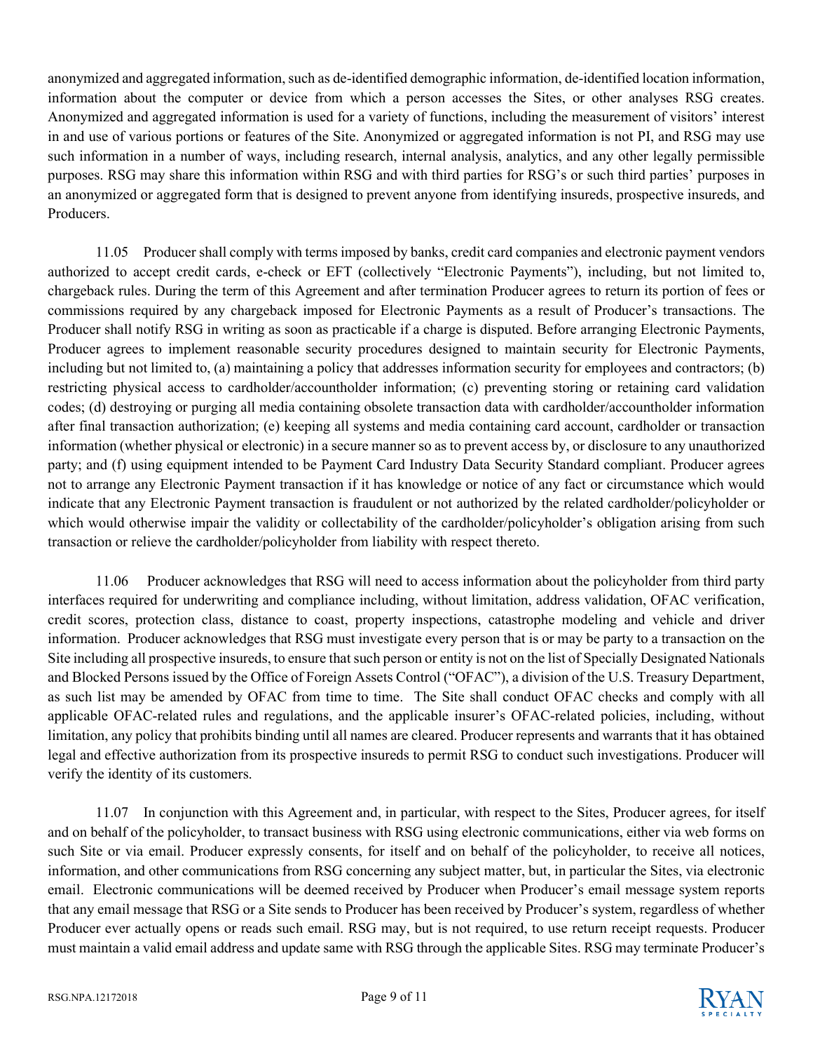anonymized and aggregated information, such as de-identified demographic information, de-identified location information, information about the computer or device from which a person accesses the Sites, or other analyses RSG creates. Anonymized and aggregated information is used for a variety of functions, including the measurement of visitors' interest in and use of various portions or features of the Site. Anonymized or aggregated information is not PI, and RSG may use such information in a number of ways, including research, internal analysis, analytics, and any other legally permissible purposes. RSG may share this information within RSG and with third parties for RSG's or such third parties' purposes in an anonymized or aggregated form that is designed to prevent anyone from identifying insureds, prospective insureds, and Producers.

11.05 Producer shall comply with terms imposed by banks, credit card companies and electronic payment vendors authorized to accept credit cards, e-check or EFT (collectively "Electronic Payments"), including, but not limited to, chargeback rules. During the term of this Agreement and after termination Producer agrees to return its portion of fees or commissions required by any chargeback imposed for Electronic Payments as a result of Producer's transactions. The Producer shall notify RSG in writing as soon as practicable if a charge is disputed. Before arranging Electronic Payments, Producer agrees to implement reasonable security procedures designed to maintain security for Electronic Payments, including but not limited to, (a) maintaining a policy that addresses information security for employees and contractors; (b) restricting physical access to cardholder/accountholder information; (c) preventing storing or retaining card validation codes; (d) destroying or purging all media containing obsolete transaction data with cardholder/accountholder information after final transaction authorization; (e) keeping all systems and media containing card account, cardholder or transaction information (whether physical or electronic) in a secure manner so as to prevent access by, or disclosure to any unauthorized party; and (f) using equipment intended to be Payment Card Industry Data Security Standard compliant. Producer agrees not to arrange any Electronic Payment transaction if it has knowledge or notice of any fact or circumstance which would indicate that any Electronic Payment transaction is fraudulent or not authorized by the related cardholder/policyholder or which would otherwise impair the validity or collectability of the cardholder/policyholder's obligation arising from such transaction or relieve the cardholder/policyholder from liability with respect thereto.

11.06 Producer acknowledges that RSG will need to access information about the policyholder from third party interfaces required for underwriting and compliance including, without limitation, address validation, OFAC verification, credit scores, protection class, distance to coast, property inspections, catastrophe modeling and vehicle and driver information. Producer acknowledges that RSG must investigate every person that is or may be party to a transaction on the Site including all prospective insureds, to ensure that such person or entity is not on the list of Specially Designated Nationals and Blocked Persons issued by the Office of Foreign Assets Control ("OFAC"), a division of the U.S. Treasury Department, as such list may be amended by OFAC from time to time. The Site shall conduct OFAC checks and comply with all applicable OFAC-related rules and regulations, and the applicable insurer's OFAC-related policies, including, without limitation, any policy that prohibits binding until all names are cleared. Producer represents and warrants that it has obtained legal and effective authorization from its prospective insureds to permit RSG to conduct such investigations. Producer will verify the identity of its customers.

11.07 In conjunction with this Agreement and, in particular, with respect to the Sites, Producer agrees, for itself and on behalf of the policyholder, to transact business with RSG using electronic communications, either via web forms on such Site or via email. Producer expressly consents, for itself and on behalf of the policyholder, to receive all notices, information, and other communications from RSG concerning any subject matter, but, in particular the Sites, via electronic email. Electronic communications will be deemed received by Producer when Producer's email message system reports that any email message that RSG or a Site sends to Producer has been received by Producer's system, regardless of whether Producer ever actually opens or reads such email. RSG may, but is not required, to use return receipt requests. Producer must maintain a valid email address and update same with RSG through the applicable Sites. RSG may terminate Producer's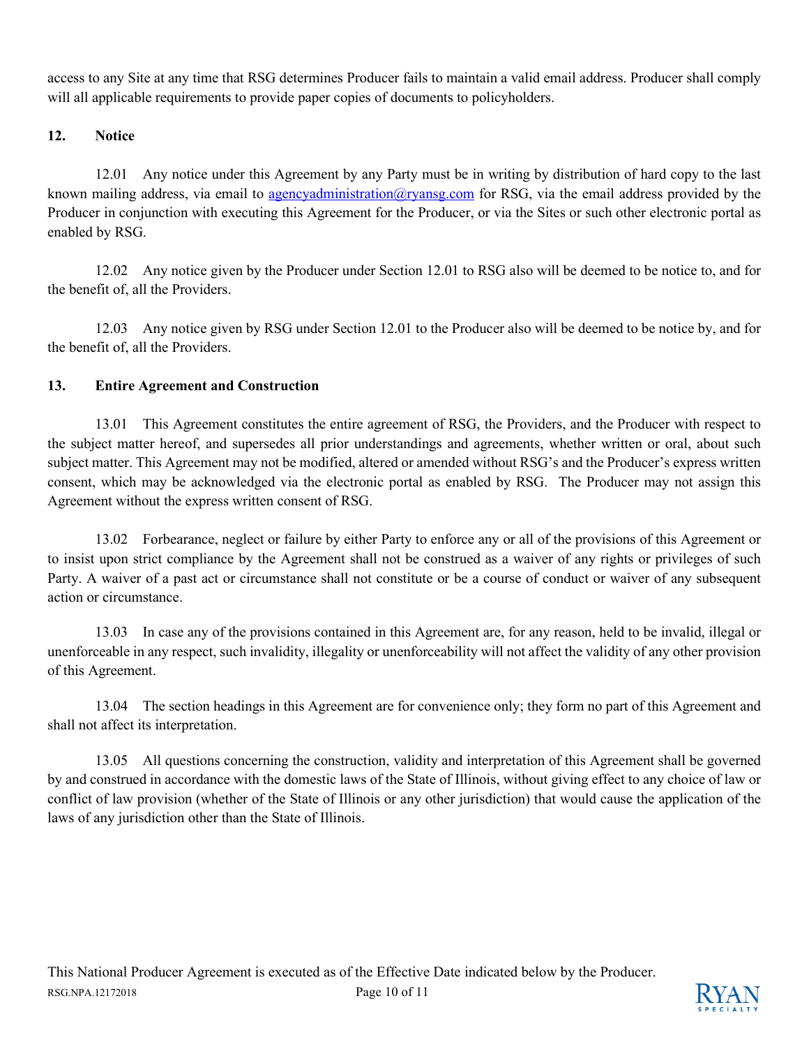access to any Site at any time that RSG determines Producer fails to maintain a valid email address. Producer shall comply will all applicable requirements to provide paper copies of documents to policyholders.

## 12. Notice

12.01 Any notice under this Agreement by any Party must be in writing by distribution of hard copy to the last known mailing address, via email to agencyadministration@ryansg.com for RSG, via the email address provided by the Producer in conjunction with executing this Agreement for the Producer, or via the Sites or such other electronic portal as enabled by RSG.

12.02 Any notice given by the Producer under Section 12.01 to RSG also will be deemed to be notice to, and for the benefit of, all the Providers.

12.03 Any notice given by RSG under Section 12.01 to the Producer also will be deemed to be notice by, and for the benefit of, all the Providers.

## 13. Entire Agreement and Construction

13.01 This Agreement constitutes the entire agreement of RSG, the Providers, and the Producer with respect to the subject matter hereof, and supersedes all prior understandings and agreements, whether written or oral, about such subject matter. This Agreement may not be modified, altered or amended without RSG's and the Producer's express written consent, which may be acknowledged via the electronic portal as enabled by RSG. The Producer may not assign this Agreement without the express written consent of RSG.

13.02 Forbearance, neglect or failure by either Party to enforce any or all of the provisions of this Agreement or to insist upon strict compliance by the Agreement shall not be construed as a waiver of any rights or privileges of such Party. A waiver of a past act or circumstance shall not constitute or be a course of conduct or waiver of any subsequent action or circumstance.

13.03 In case any of the provisions contained in this Agreement are, for any reason, held to be invalid, illegal or unenforceable in any respect, such invalidity, illegality or unenforceability will not affect the validity of any other provision of this Agreement.

13.04 The section headings in this Agreement are for convenience only; they form no part of this Agreement and shall not affect its interpretation.

13.05 All questions concerning the construction, validity and interpretation of this Agreement shall be governed by and construed in accordance with the domestic laws of the State of Illinois, without giving effect to any choice of law or conflict of law provision (whether of the State of Illinois or any other jurisdiction) that would cause the application of the laws of any jurisdiction other than the State of Illinois.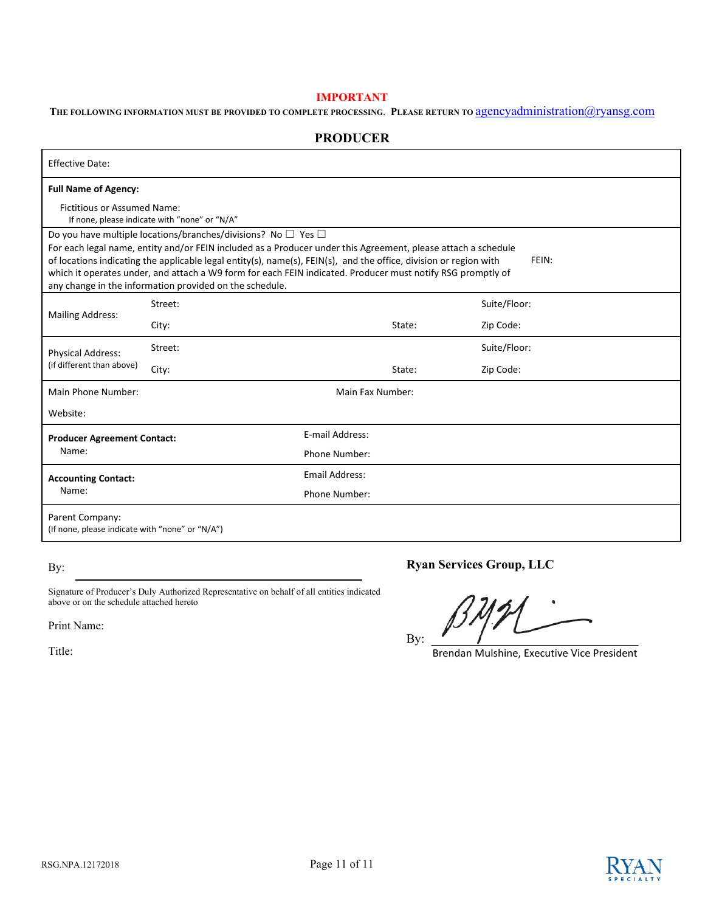**IMPORTANT**

**The following information must be provided to complete processing. Please return to** agencyadministration@ryansg.com

## PRODUCER

| | | | |
|---|---|---|---|
| Effective Date: | | | |
| **Full Name of Agency:**<br>Fictitious or Assumed Name:<br>If none, please indicate with "none" or "N/A" | | | |
| Do you have multiple locations/branches/divisions? No ☐ Yes ☐<br>For each legal name, entity and/or FEIN included as a Producer under this Agreement, please attach a schedule of locations indicating the applicable legal entity(s), name(s), FEIN(s), and the office, division or region with which it operates under, and attach a W9 form for each FEIN indicated. Producer must notify RSG promptly of any change in the information provided on the schedule. | | | FEIN: |
| Mailing Address: | Street:<br>City: | State: | Suite/Floor:<br>Zip Code: |
| Physical Address:<br>(if different than above) | Street:<br>City: | State: | Suite/Floor:<br>Zip Code: |
| Main Phone Number:<br>Website: | | Main Fax Number: | |
| **Producer Agreement Contact:**<br>Name: | | E-mail Address:<br>Phone Number: | |
| **Accounting Contact:**<br>Name: | | Email Address:<br>Phone Number: | |
| Parent Company:<br>(If none, please indicate with "none" or "N/A") | | | |

By: ______________________________

Signature of Producer's Duly Authorized Representative on behalf of all entities indicated above or on the schedule attached hereto

Print Name:

Title:

**Ryan Services Group, LLC**

By: [signature]

Brendan Mulshine, Executive Vice President

RSG.NPA.12172018